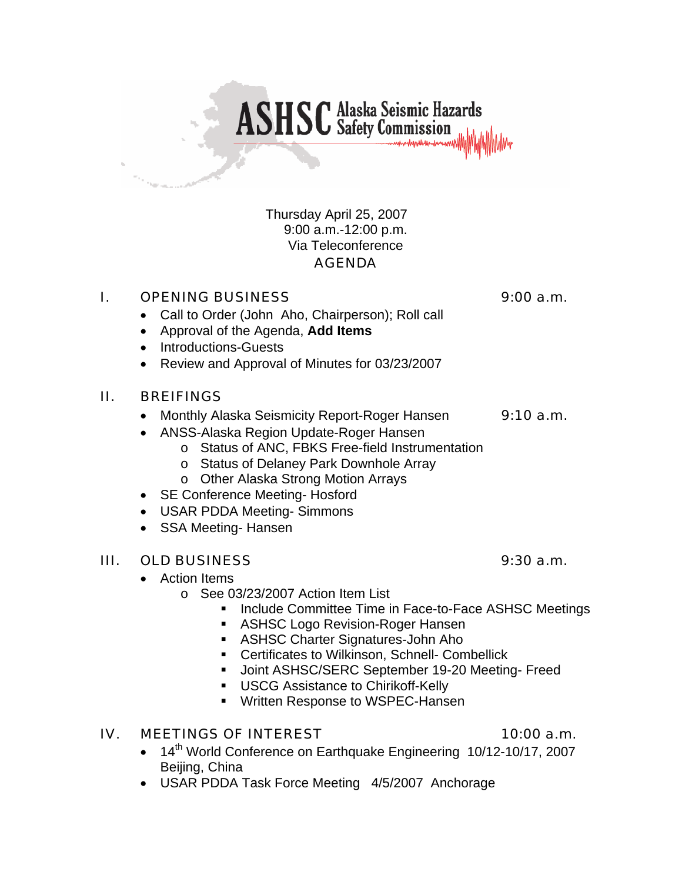# ASHSC Alaska Seismic Hazards Safety Commission

Thursday April 25, 2007
9:00 a.m.-12:00 p.m.
Via Teleconference
AGENDA

## I. OPENING BUSINESS — 9:00 a.m.

- Call to Order (John Aho, Chairperson); Roll call
- Approval of the Agenda, **Add Items**
- Introductions-Guests
- Review and Approval of Minutes for 03/23/2007

## II. BREIFINGS

- Monthly Alaska Seismicity Report-Roger Hansen — 9:10 a.m.
- ANSS-Alaska Region Update-Roger Hansen
  - Status of ANC, FBKS Free-field Instrumentation
  - Status of Delaney Park Downhole Array
  - Other Alaska Strong Motion Arrays
- SE Conference Meeting- Hosford
- USAR PDDA Meeting- Simmons
- SSA Meeting- Hansen

## III. OLD BUSINESS — 9:30 a.m.

- Action Items
  - See 03/23/2007 Action Item List
    - Include Committee Time in Face-to-Face ASHSC Meetings
    - ASHSC Logo Revision-Roger Hansen
    - ASHSC Charter Signatures-John Aho
    - Certificates to Wilkinson, Schnell- Combellick
    - Joint ASHSC/SERC September 19-20 Meeting- Freed
    - USCG Assistance to Chirikoff-Kelly
    - Written Response to WSPEC-Hansen

## IV. MEETINGS OF INTEREST — 10:00 a.m.

- 14th World Conference on Earthquake Engineering 10/12-10/17, 2007 Beijing, China
- USAR PDDA Task Force Meeting 4/5/2007 Anchorage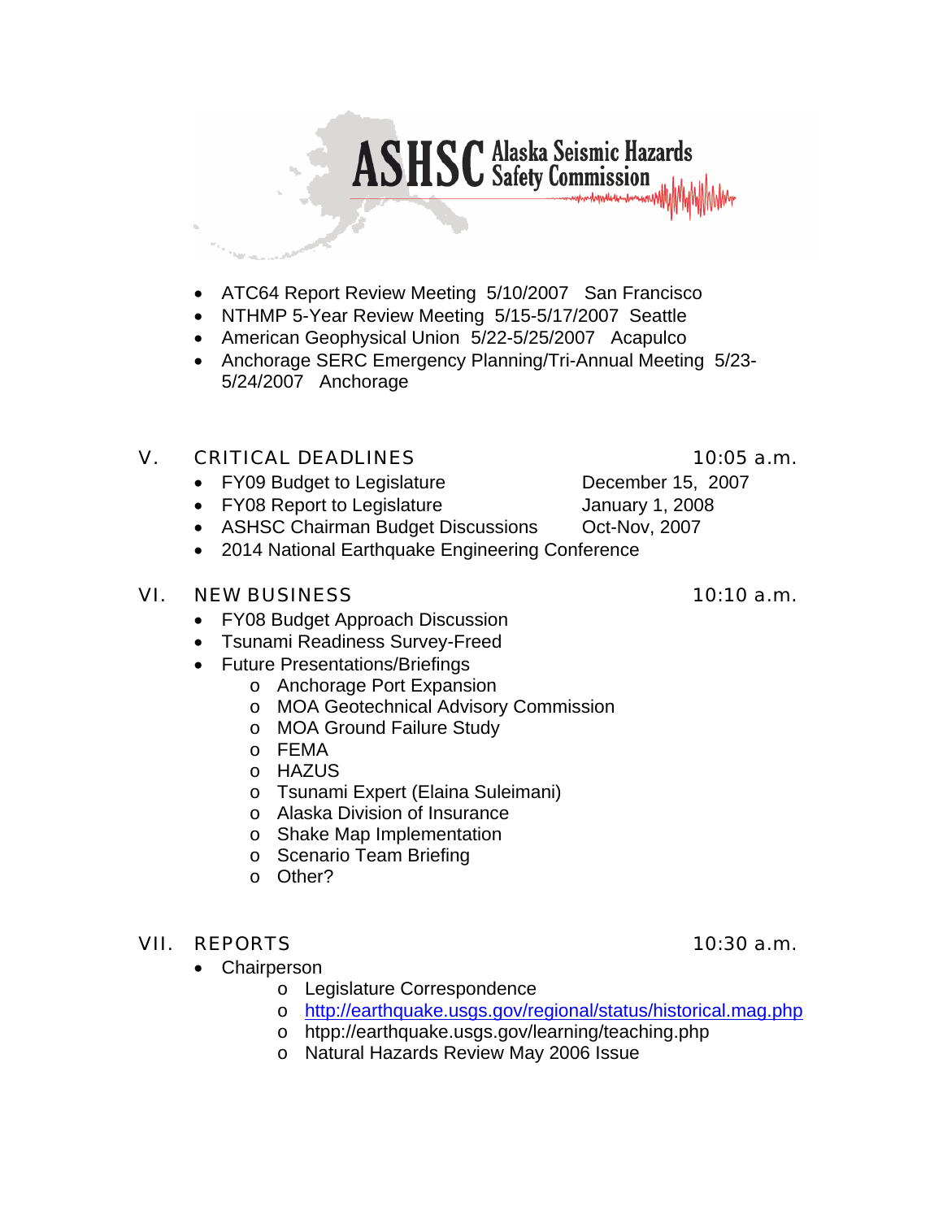ASHSC Alaska Seismic Hazards Safety Commission

- ATC64 Report Review Meeting 5/10/2007 San Francisco
- NTHMP 5-Year Review Meeting 5/15-5/17/2007 Seattle
- American Geophysical Union 5/22-5/25/2007 Acapulco
- Anchorage SERC Emergency Planning/Tri-Annual Meeting 5/23-5/24/2007 Anchorage

## V. CRITICAL DEADLINES — 10:05 a.m.

- FY09 Budget to Legislature — December 15, 2007
- FY08 Report to Legislature — January 1, 2008
- ASHSC Chairman Budget Discussions — Oct-Nov, 2007
- 2014 National Earthquake Engineering Conference

## VI. NEW BUSINESS — 10:10 a.m.

- FY08 Budget Approach Discussion
- Tsunami Readiness Survey-Freed
- Future Presentations/Briefings
  - Anchorage Port Expansion
  - MOA Geotechnical Advisory Commission
  - MOA Ground Failure Study
  - FEMA
  - HAZUS
  - Tsunami Expert (Elaina Suleimani)
  - Alaska Division of Insurance
  - Shake Map Implementation
  - Scenario Team Briefing
  - Other?

## VII. REPORTS — 10:30 a.m.

- Chairperson
  - Legislature Correspondence
  - http://earthquake.usgs.gov/regional/status/historical.mag.php
  - htpp://earthquake.usgs.gov/learning/teaching.php
  - Natural Hazards Review May 2006 Issue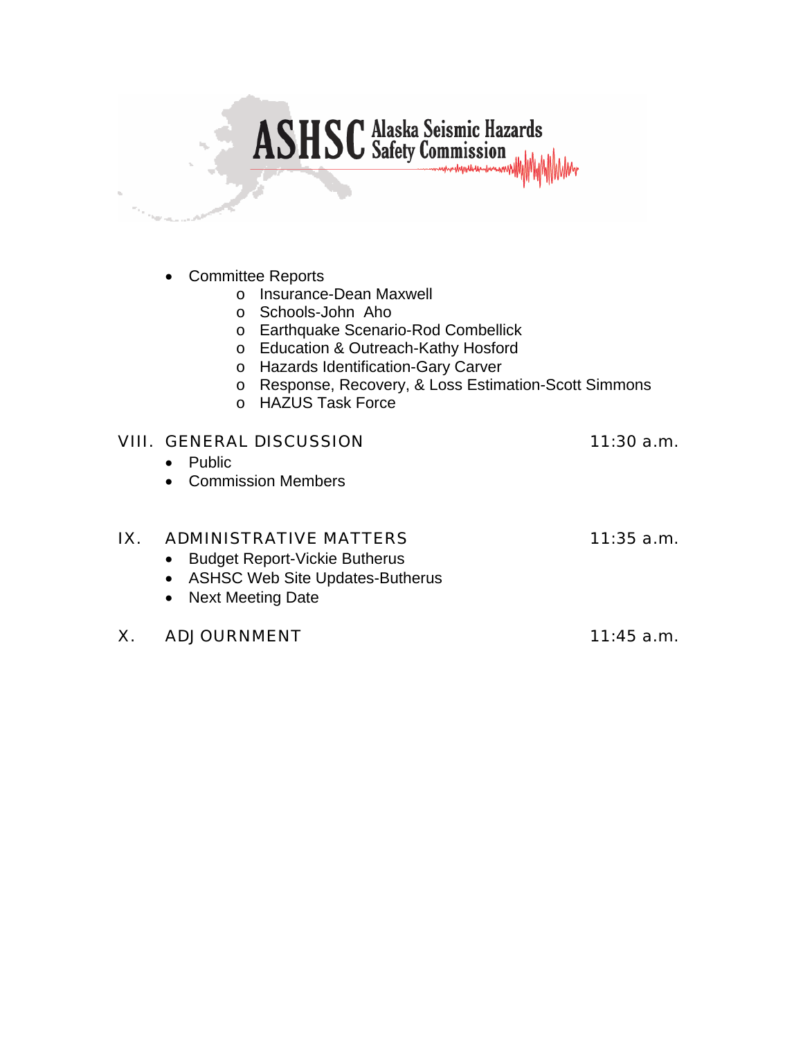- Committee Reports
    - Insurance-Dean Maxwell
    - Schools-John Aho
    - Earthquake Scenario-Rod Combellick
    - Education & Outreach-Kathy Hosford
    - Hazards Identification-Gary Carver
    - Response, Recovery, & Loss Estimation-Scott Simmons
    - HAZUS Task Force

VIII. GENERAL DISCUSSION 11:30 a.m.

- Public
- Commission Members

IX. ADMINISTRATIVE MATTERS 11:35 a.m.

- Budget Report-Vickie Butherus
- ASHSC Web Site Updates-Butherus
- Next Meeting Date

X. ADJOURNMENT 11:45 a.m.